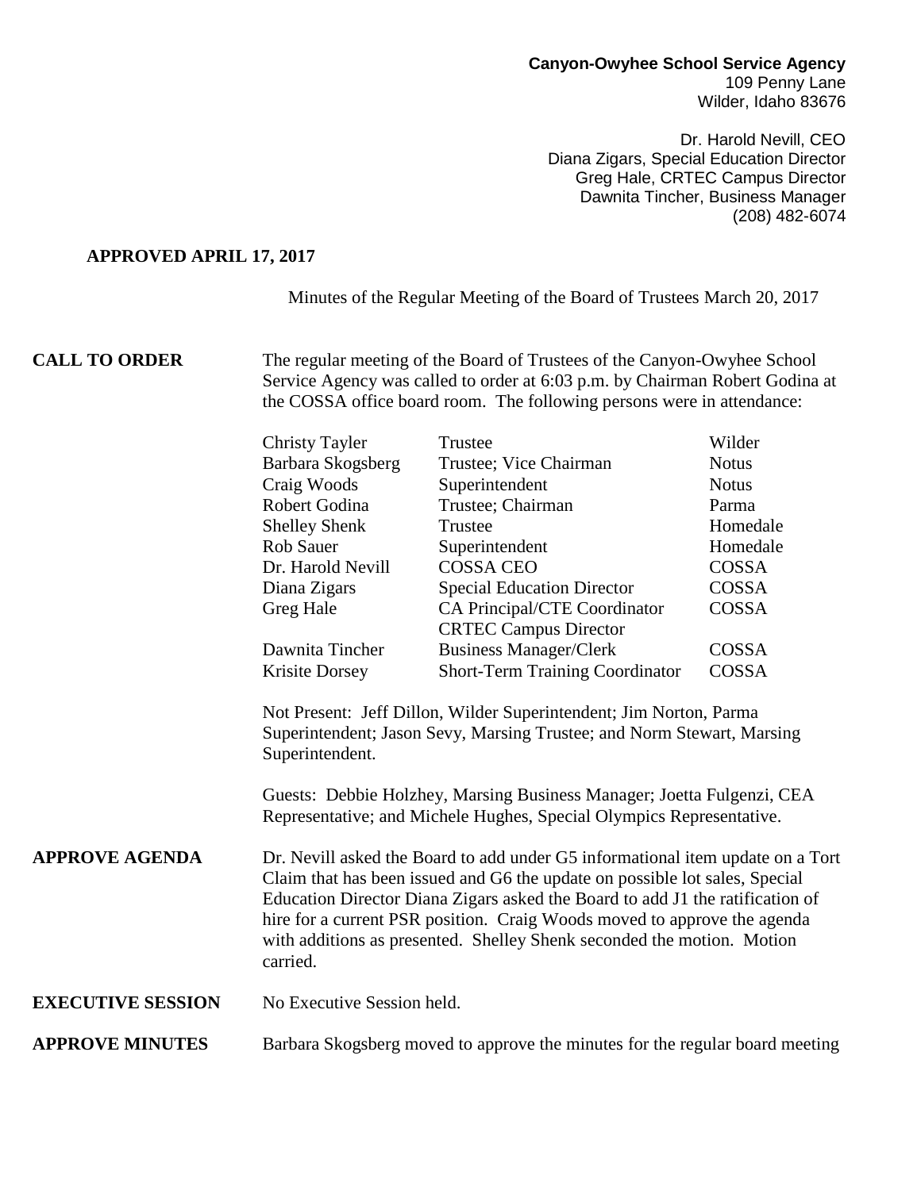**Canyon-Owyhee School Service Agency**
109 Penny Lane
Wilder, Idaho 83676

Dr. Harold Nevill, CEO
Diana Zigars, Special Education Director
Greg Hale, CRTEC Campus Director
Dawnita Tincher, Business Manager
(208) 482-6074

**APPROVED APRIL 17, 2017**

Minutes of the Regular Meeting of the Board of Trustees March 20, 2017

**CALL TO ORDER**

The regular meeting of the Board of Trustees of the Canyon-Owyhee School Service Agency was called to order at 6:03 p.m. by Chairman Robert Godina at the COSSA office board room. The following persons were in attendance:

| | | |
|---|---|---|
| Christy Tayler | Trustee | Wilder |
| Barbara Skogsberg | Trustee; Vice Chairman | Notus |
| Craig Woods | Superintendent | Notus |
| Robert Godina | Trustee; Chairman | Parma |
| Shelley Shenk | Trustee | Homedale |
| Rob Sauer | Superintendent | Homedale |
| Dr. Harold Nevill | COSSA CEO | COSSA |
| Diana Zigars | Special Education Director | COSSA |
| Greg Hale | CA Principal/CTE Coordinator CRTEC Campus Director | COSSA |
| Dawnita Tincher | Business Manager/Clerk | COSSA |
| Krisite Dorsey | Short-Term Training Coordinator | COSSA |

Not Present: Jeff Dillon, Wilder Superintendent; Jim Norton, Parma Superintendent; Jason Sevy, Marsing Trustee; and Norm Stewart, Marsing Superintendent.

Guests: Debbie Holzhey, Marsing Business Manager; Joetta Fulgenzi, CEA Representative; and Michele Hughes, Special Olympics Representative.

**APPROVE AGENDA**

Dr. Nevill asked the Board to add under G5 informational item update on a Tort Claim that has been issued and G6 the update on possible lot sales, Special Education Director Diana Zigars asked the Board to add J1 the ratification of hire for a current PSR position. Craig Woods moved to approve the agenda with additions as presented. Shelley Shenk seconded the motion. Motion carried.

**EXECUTIVE SESSION**

No Executive Session held.

**APPROVE MINUTES**

Barbara Skogsberg moved to approve the minutes for the regular board meeting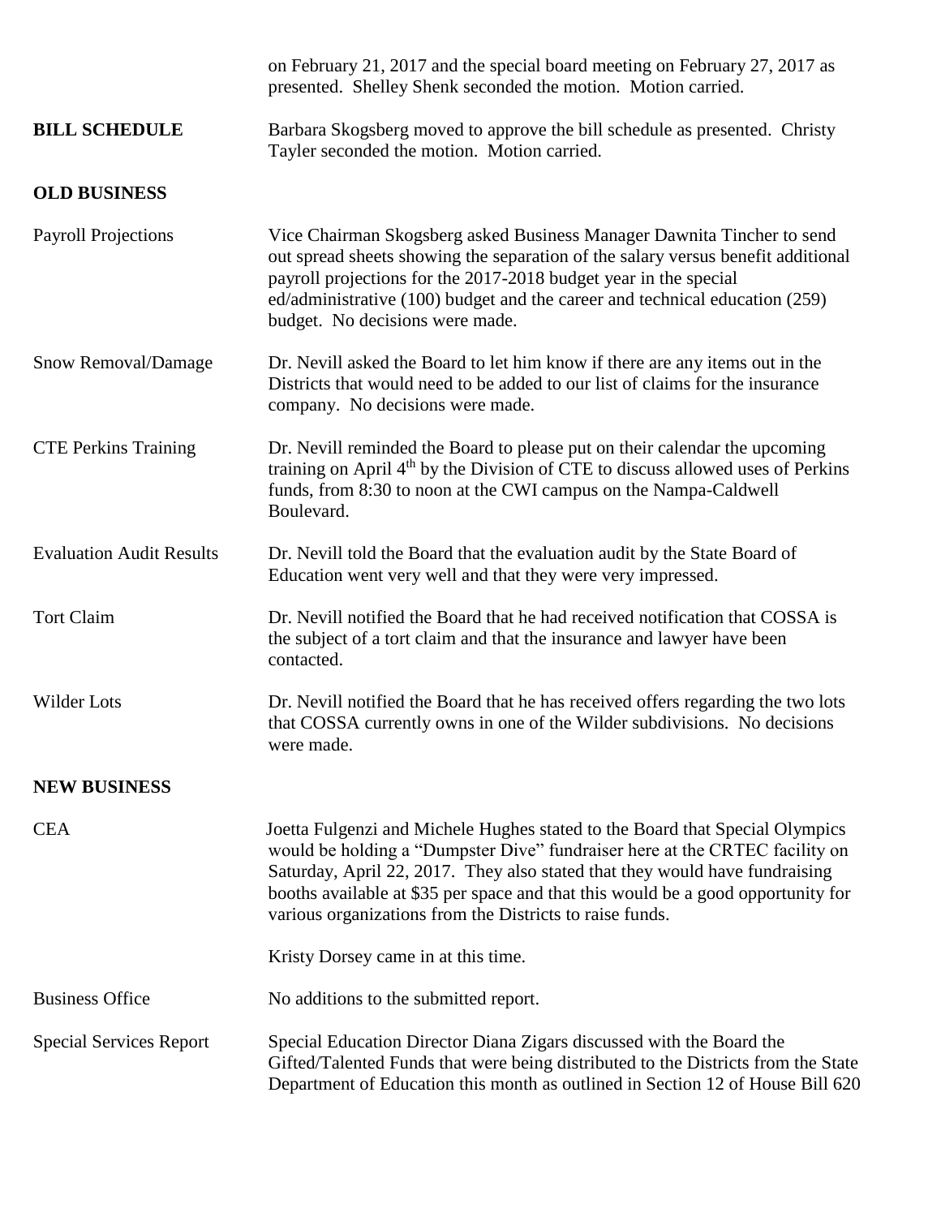on February 21, 2017 and the special board meeting on February 27, 2017 as presented. Shelley Shenk seconded the motion. Motion carried.

**BILL SCHEDULE** Barbara Skogsberg moved to approve the bill schedule as presented. Christy Tayler seconded the motion. Motion carried.

**OLD BUSINESS**

Payroll Projections — Vice Chairman Skogsberg asked Business Manager Dawnita Tincher to send out spread sheets showing the separation of the salary versus benefit additional payroll projections for the 2017-2018 budget year in the special ed/administrative (100) budget and the career and technical education (259) budget. No decisions were made.

Snow Removal/Damage — Dr. Nevill asked the Board to let him know if there are any items out in the Districts that would need to be added to our list of claims for the insurance company. No decisions were made.

CTE Perkins Training — Dr. Nevill reminded the Board to please put on their calendar the upcoming training on April 4th by the Division of CTE to discuss allowed uses of Perkins funds, from 8:30 to noon at the CWI campus on the Nampa-Caldwell Boulevard.

Evaluation Audit Results — Dr. Nevill told the Board that the evaluation audit by the State Board of Education went very well and that they were very impressed.

Tort Claim — Dr. Nevill notified the Board that he had received notification that COSSA is the subject of a tort claim and that the insurance and lawyer have been contacted.

Wilder Lots — Dr. Nevill notified the Board that he has received offers regarding the two lots that COSSA currently owns in one of the Wilder subdivisions. No decisions were made.

**NEW BUSINESS**

CEA — Joetta Fulgenzi and Michele Hughes stated to the Board that Special Olympics would be holding a "Dumpster Dive" fundraiser here at the CRTEC facility on Saturday, April 22, 2017. They also stated that they would have fundraising booths available at $35 per space and that this would be a good opportunity for various organizations from the Districts to raise funds.

Kristy Dorsey came in at this time.

Business Office — No additions to the submitted report.

Special Services Report — Special Education Director Diana Zigars discussed with the Board the Gifted/Talented Funds that were being distributed to the Districts from the State Department of Education this month as outlined in Section 12 of House Bill 620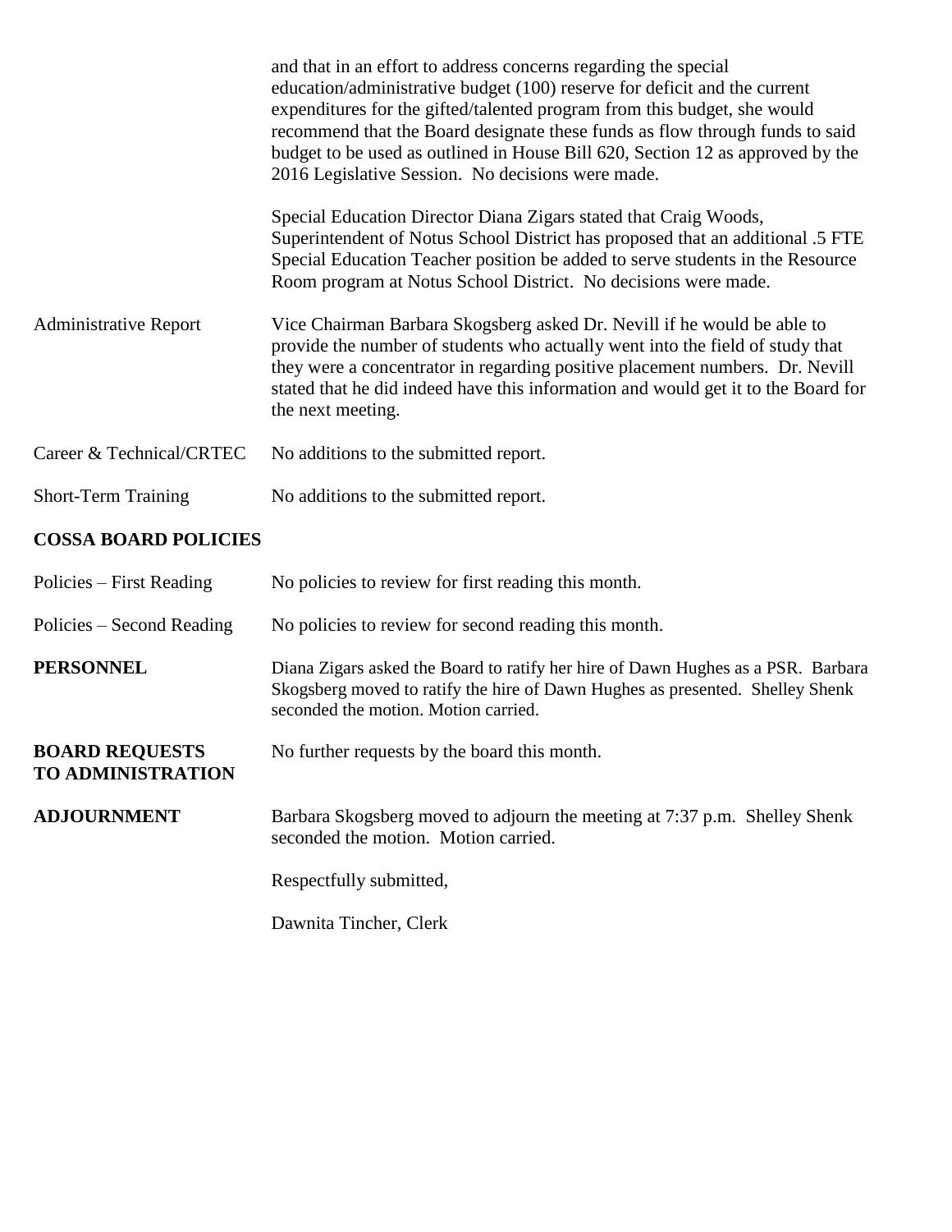and that in an effort to address concerns regarding the special education/administrative budget (100) reserve for deficit and the current expenditures for the gifted/talented program from this budget, she would recommend that the Board designate these funds as flow through funds to said budget to be used as outlined in House Bill 620, Section 12 as approved by the 2016 Legislative Session. No decisions were made.

Special Education Director Diana Zigars stated that Craig Woods, Superintendent of Notus School District has proposed that an additional .5 FTE Special Education Teacher position be added to serve students in the Resource Room program at Notus School District. No decisions were made.

Administrative Report — Vice Chairman Barbara Skogsberg asked Dr. Nevill if he would be able to provide the number of students who actually went into the field of study that they were a concentrator in regarding positive placement numbers. Dr. Nevill stated that he did indeed have this information and would get it to the Board for the next meeting.

Career & Technical/CRTEC — No additions to the submitted report.

Short-Term Training — No additions to the submitted report.

**COSSA BOARD POLICIES**

Policies – First Reading — No policies to review for first reading this month.

Policies – Second Reading — No policies to review for second reading this month.

**PERSONNEL** — Diana Zigars asked the Board to ratify her hire of Dawn Hughes as a PSR. Barbara Skogsberg moved to ratify the hire of Dawn Hughes as presented. Shelley Shenk seconded the motion. Motion carried.

**BOARD REQUESTS TO ADMINISTRATION** — No further requests by the board this month.

**ADJOURNMENT** — Barbara Skogsberg moved to adjourn the meeting at 7:37 p.m. Shelley Shenk seconded the motion. Motion carried.

Respectfully submitted,

Dawnita Tincher, Clerk